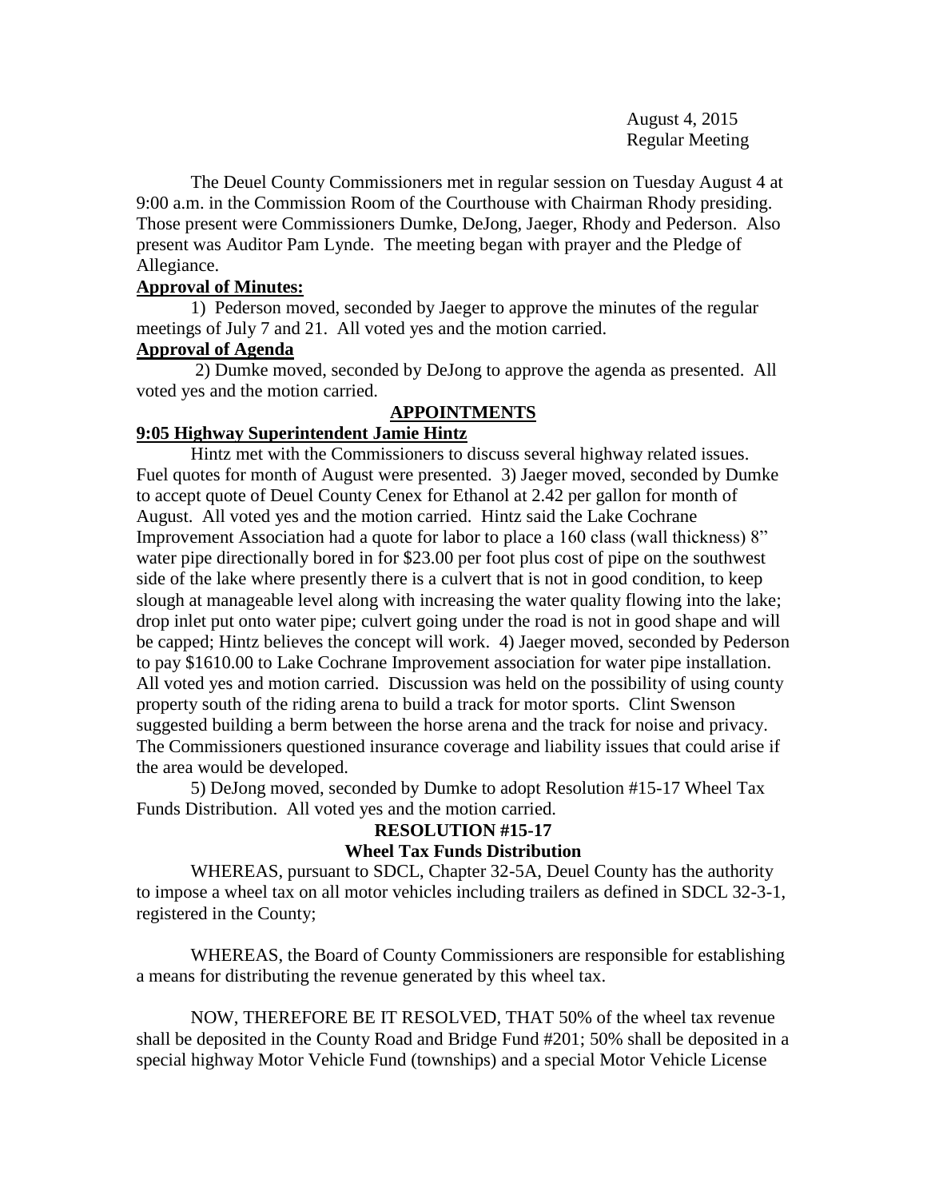August 4, 2015
Regular Meeting

The Deuel County Commissioners met in regular session on Tuesday August 4 at 9:00 a.m. in the Commission Room of the Courthouse with Chairman Rhody presiding. Those present were Commissioners Dumke, DeJong, Jaeger, Rhody and Pederson. Also present was Auditor Pam Lynde. The meeting began with prayer and the Pledge of Allegiance.

**Approval of Minutes:**

1) Pederson moved, seconded by Jaeger to approve the minutes of the regular meetings of July 7 and 21. All voted yes and the motion carried.

**Approval of Agenda**

2) Dumke moved, seconded by DeJong to approve the agenda as presented. All voted yes and the motion carried.

**APPOINTMENTS**

**9:05 Highway Superintendent Jamie Hintz**

Hintz met with the Commissioners to discuss several highway related issues. Fuel quotes for month of August were presented. 3) Jaeger moved, seconded by Dumke to accept quote of Deuel County Cenex for Ethanol at 2.42 per gallon for month of August. All voted yes and the motion carried. Hintz said the Lake Cochrane Improvement Association had a quote for labor to place a 160 class (wall thickness) 8" water pipe directionally bored in for $23.00 per foot plus cost of pipe on the southwest side of the lake where presently there is a culvert that is not in good condition, to keep slough at manageable level along with increasing the water quality flowing into the lake; drop inlet put onto water pipe; culvert going under the road is not in good shape and will be capped; Hintz believes the concept will work. 4) Jaeger moved, seconded by Pederson to pay $1610.00 to Lake Cochrane Improvement association for water pipe installation. All voted yes and motion carried. Discussion was held on the possibility of using county property south of the riding arena to build a track for motor sports. Clint Swenson suggested building a berm between the horse arena and the track for noise and privacy. The Commissioners questioned insurance coverage and liability issues that could arise if the area would be developed.

5) DeJong moved, seconded by Dumke to adopt Resolution #15-17 Wheel Tax Funds Distribution. All voted yes and the motion carried.

**RESOLUTION #15-17**

**Wheel Tax Funds Distribution**

WHEREAS, pursuant to SDCL, Chapter 32-5A, Deuel County has the authority to impose a wheel tax on all motor vehicles including trailers as defined in SDCL 32-3-1, registered in the County;

WHEREAS, the Board of County Commissioners are responsible for establishing a means for distributing the revenue generated by this wheel tax.

NOW, THEREFORE BE IT RESOLVED, THAT 50% of the wheel tax revenue shall be deposited in the County Road and Bridge Fund #201; 50% shall be deposited in a special highway Motor Vehicle Fund (townships) and a special Motor Vehicle License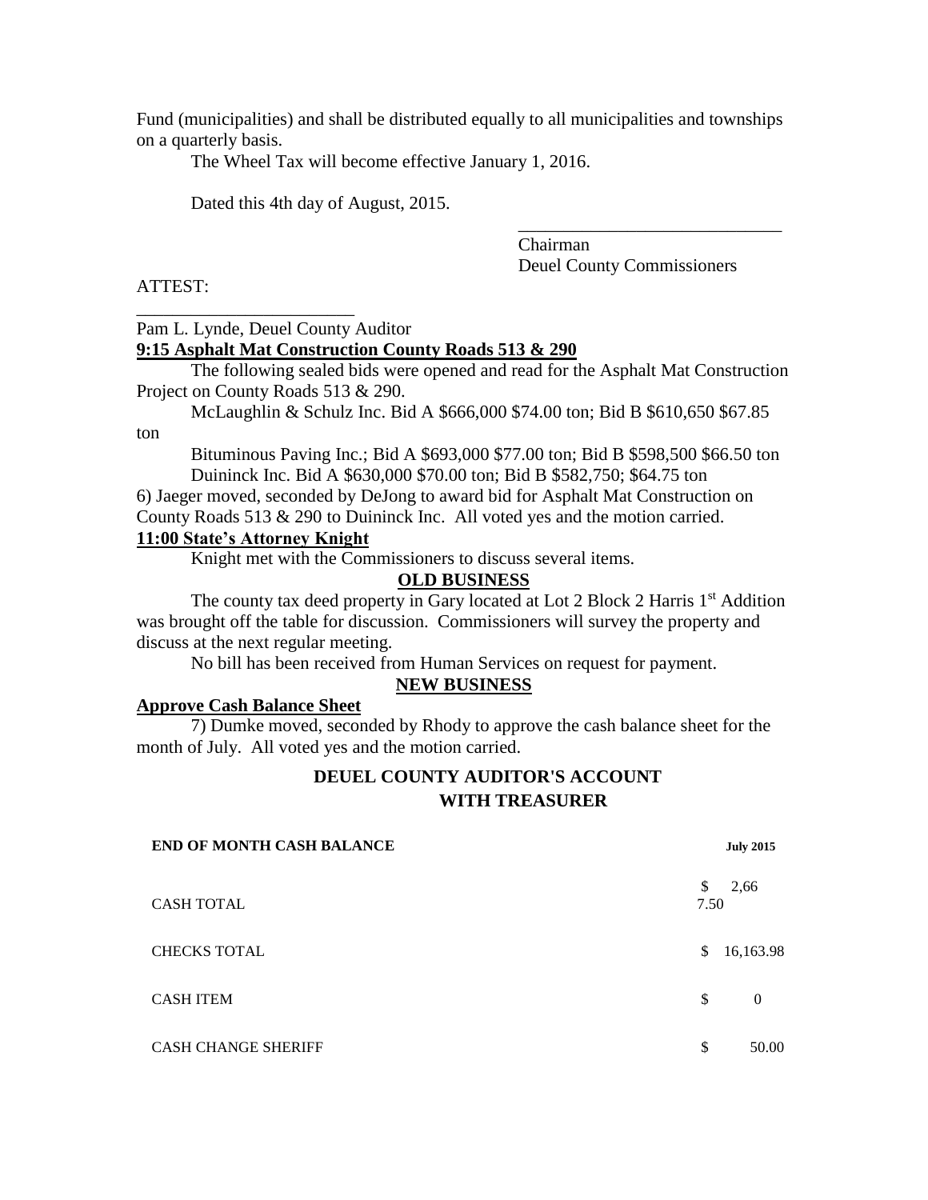Fund (municipalities) and shall be distributed equally to all municipalities and townships on a quarterly basis.

The Wheel Tax will become effective January 1, 2016.

Dated this 4th day of August, 2015.

\_\_\_\_\_\_\_\_\_\_\_\_\_\_\_\_\_\_\_\_\_\_\_\_\_\_\_\_\_\_
Chairman
Deuel County Commissioners

ATTEST:

\_\_\_\_\_\_\_\_\_\_\_\_\_\_\_\_\_\_\_\_\_\_\_\_\_
Pam L. Lynde, Deuel County Auditor

**9:15 Asphalt Mat Construction County Roads 513 & 290**

The following sealed bids were opened and read for the Asphalt Mat Construction Project on County Roads 513 & 290.

McLaughlin & Schulz Inc. Bid A $666,000 $74.00 ton; Bid B $610,650 $67.85 ton

Bituminous Paving Inc.; Bid A $693,000 $77.00 ton; Bid B $598,500 $66.50 ton

Duininck Inc. Bid A $630,000 $70.00 ton; Bid B $582,750; $64.75 ton

6) Jaeger moved, seconded by DeJong to award bid for Asphalt Mat Construction on County Roads 513 & 290 to Duininck Inc. All voted yes and the motion carried.

**11:00 State's Attorney Knight**

Knight met with the Commissioners to discuss several items.

**OLD BUSINESS**

The county tax deed property in Gary located at Lot 2 Block 2 Harris 1st Addition was brought off the table for discussion. Commissioners will survey the property and discuss at the next regular meeting.

No bill has been received from Human Services on request for payment.

**NEW BUSINESS**

**Approve Cash Balance Sheet**

7) Dumke moved, seconded by Rhody to approve the cash balance sheet for the month of July. All voted yes and the motion carried.

**DEUEL COUNTY AUDITOR'S ACCOUNT WITH TREASURER**

| END OF MONTH CASH BALANCE | July 2015 |
|---|---|
| CASH TOTAL | $ 2,667.50 |
| CHECKS TOTAL | $ 16,163.98 |
| CASH ITEM | $ 0 |
| CASH CHANGE SHERIFF | $ 50.00 |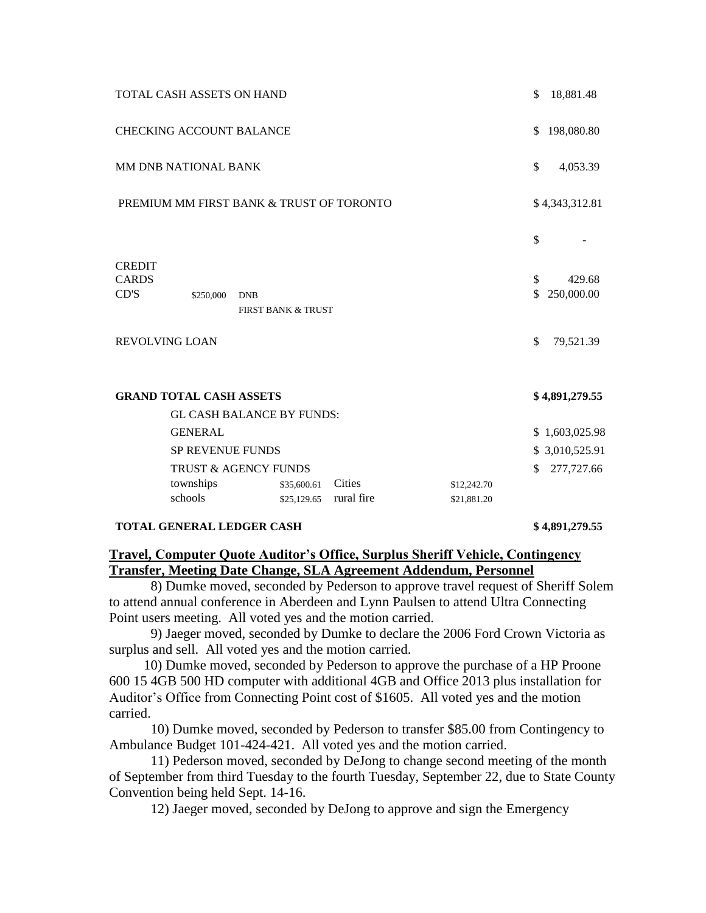| | | | | | |
|---|---|---|---|---|---|
| TOTAL CASH ASSETS ON HAND | | | | | $ 18,881.48 |
| CHECKING ACCOUNT BALANCE | | | | | $ 198,080.80 |
| MM DNB NATIONAL BANK | | | | | $ 4,053.39 |
| PREMIUM MM FIRST BANK & TRUST OF TORONTO | | | | | $ 4,343,312.81 |
| | | | | | $ - |
| CREDIT CARDS | | | | | $ 429.68 |
| CD'S | $250,000 | DNB<br>FIRST BANK & TRUST | | | $ 250,000.00 |
| REVOLVING LOAN | | | | | $ 79,521.39 |
| **GRAND TOTAL CASH ASSETS** | | | | | **$ 4,891,279.55** |
| GL CASH BALANCE BY FUNDS: | | | | | |
| GENERAL | | | | | $ 1,603,025.98 |
| SP REVENUE FUNDS | | | | | $ 3,010,525.91 |
| TRUST & AGENCY FUNDS | | | | | $ 277,727.66 |
| townships | | $35,600.61 | Cities | $12,242.70 | |
| schools | | $25,129.65 | rural fire | $21,881.20 | |
| **TOTAL GENERAL LEDGER CASH** | | | | | **$ 4,891,279.55** |

**Travel, Computer Quote Auditor's Office, Surplus Sheriff Vehicle, Contingency Transfer, Meeting Date Change, SLA Agreement Addendum, Personnel**

8) Dumke moved, seconded by Pederson to approve travel request of Sheriff Solem to attend annual conference in Aberdeen and Lynn Paulsen to attend Ultra Connecting Point users meeting. All voted yes and the motion carried.

9) Jaeger moved, seconded by Dumke to declare the 2006 Ford Crown Victoria as surplus and sell. All voted yes and the motion carried.

10) Dumke moved, seconded by Pederson to approve the purchase of a HP Proone 600 15 4GB 500 HD computer with additional 4GB and Office 2013 plus installation for Auditor's Office from Connecting Point cost of $1605. All voted yes and the motion carried.

10) Dumke moved, seconded by Pederson to transfer $85.00 from Contingency to Ambulance Budget 101-424-421. All voted yes and the motion carried.

11) Pederson moved, seconded by DeJong to change second meeting of the month of September from third Tuesday to the fourth Tuesday, September 22, due to State County Convention being held Sept. 14-16.

12) Jaeger moved, seconded by DeJong to approve and sign the Emergency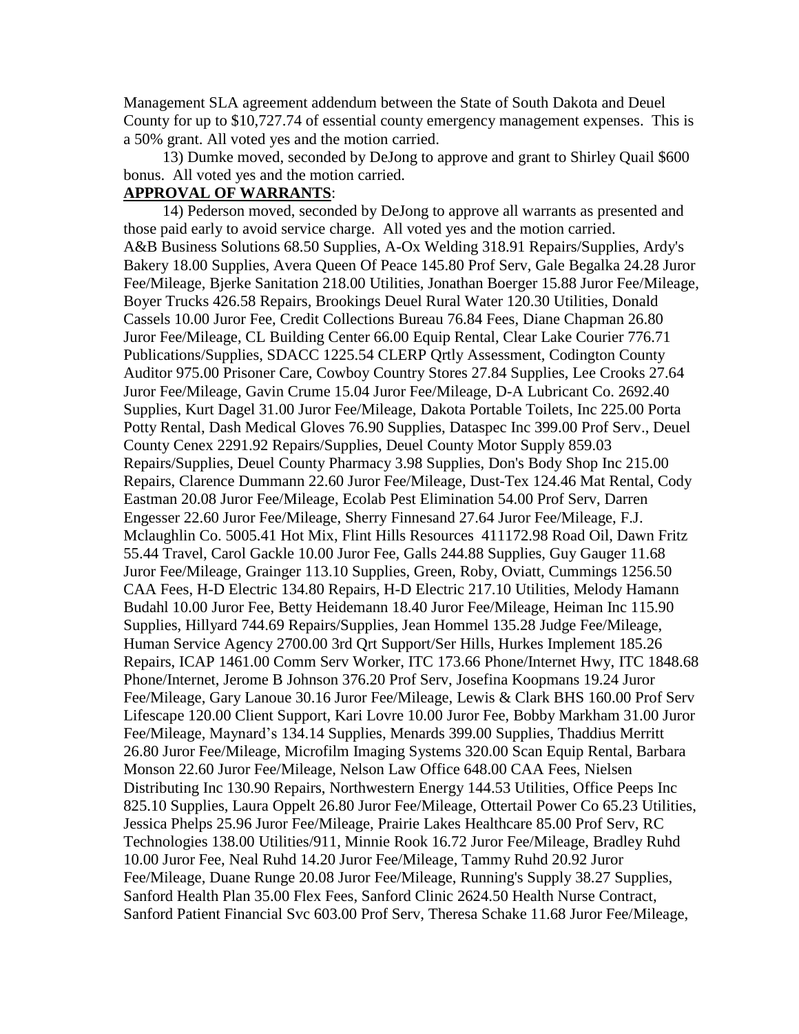Management SLA agreement addendum between the State of South Dakota and Deuel County for up to $10,727.74 of essential county emergency management expenses. This is a 50% grant. All voted yes and the motion carried.

13) Dumke moved, seconded by DeJong to approve and grant to Shirley Quail $600 bonus. All voted yes and the motion carried.

**APPROVAL OF WARRANTS**:

14) Pederson moved, seconded by DeJong to approve all warrants as presented and those paid early to avoid service charge. All voted yes and the motion carried. A&B Business Solutions 68.50 Supplies, A-Ox Welding 318.91 Repairs/Supplies, Ardy's Bakery 18.00 Supplies, Avera Queen Of Peace 145.80 Prof Serv, Gale Begalka 24.28 Juror Fee/Mileage, Bjerke Sanitation 218.00 Utilities, Jonathan Boerger 15.88 Juror Fee/Mileage, Boyer Trucks 426.58 Repairs, Brookings Deuel Rural Water 120.30 Utilities, Donald Cassels 10.00 Juror Fee, Credit Collections Bureau 76.84 Fees, Diane Chapman 26.80 Juror Fee/Mileage, CL Building Center 66.00 Equip Rental, Clear Lake Courier 776.71 Publications/Supplies, SDACC 1225.54 CLERP Qrtly Assessment, Codington County Auditor 975.00 Prisoner Care, Cowboy Country Stores 27.84 Supplies, Lee Crooks 27.64 Juror Fee/Mileage, Gavin Crume 15.04 Juror Fee/Mileage, D-A Lubricant Co. 2692.40 Supplies, Kurt Dagel 31.00 Juror Fee/Mileage, Dakota Portable Toilets, Inc 225.00 Porta Potty Rental, Dash Medical Gloves 76.90 Supplies, Dataspec Inc 399.00 Prof Serv., Deuel County Cenex 2291.92 Repairs/Supplies, Deuel County Motor Supply 859.03 Repairs/Supplies, Deuel County Pharmacy 3.98 Supplies, Don's Body Shop Inc 215.00 Repairs, Clarence Dummann 22.60 Juror Fee/Mileage, Dust-Tex 124.46 Mat Rental, Cody Eastman 20.08 Juror Fee/Mileage, Ecolab Pest Elimination 54.00 Prof Serv, Darren Engesser 22.60 Juror Fee/Mileage, Sherry Finnesand 27.64 Juror Fee/Mileage, F.J. Mclaughlin Co. 5005.41 Hot Mix, Flint Hills Resources 411172.98 Road Oil, Dawn Fritz 55.44 Travel, Carol Gackle 10.00 Juror Fee, Galls 244.88 Supplies, Guy Gauger 11.68 Juror Fee/Mileage, Grainger 113.10 Supplies, Green, Roby, Oviatt, Cummings 1256.50 CAA Fees, H-D Electric 134.80 Repairs, H-D Electric 217.10 Utilities, Melody Hamann Budahl 10.00 Juror Fee, Betty Heidemann 18.40 Juror Fee/Mileage, Heiman Inc 115.90 Supplies, Hillyard 744.69 Repairs/Supplies, Jean Hommel 135.28 Judge Fee/Mileage, Human Service Agency 2700.00 3rd Qrt Support/Ser Hills, Hurkes Implement 185.26 Repairs, ICAP 1461.00 Comm Serv Worker, ITC 173.66 Phone/Internet Hwy, ITC 1848.68 Phone/Internet, Jerome B Johnson 376.20 Prof Serv, Josefina Koopmans 19.24 Juror Fee/Mileage, Gary Lanoue 30.16 Juror Fee/Mileage, Lewis & Clark BHS 160.00 Prof Serv Lifescape 120.00 Client Support, Kari Lovre 10.00 Juror Fee, Bobby Markham 31.00 Juror Fee/Mileage, Maynard's 134.14 Supplies, Menards 399.00 Supplies, Thaddius Merritt 26.80 Juror Fee/Mileage, Microfilm Imaging Systems 320.00 Scan Equip Rental, Barbara Monson 22.60 Juror Fee/Mileage, Nelson Law Office 648.00 CAA Fees, Nielsen Distributing Inc 130.90 Repairs, Northwestern Energy 144.53 Utilities, Office Peeps Inc 825.10 Supplies, Laura Oppelt 26.80 Juror Fee/Mileage, Ottertail Power Co 65.23 Utilities, Jessica Phelps 25.96 Juror Fee/Mileage, Prairie Lakes Healthcare 85.00 Prof Serv, RC Technologies 138.00 Utilities/911, Minnie Rook 16.72 Juror Fee/Mileage, Bradley Ruhd 10.00 Juror Fee, Neal Ruhd 14.20 Juror Fee/Mileage, Tammy Ruhd 20.92 Juror Fee/Mileage, Duane Runge 20.08 Juror Fee/Mileage, Running's Supply 38.27 Supplies, Sanford Health Plan 35.00 Flex Fees, Sanford Clinic 2624.50 Health Nurse Contract, Sanford Patient Financial Svc 603.00 Prof Serv, Theresa Schake 11.68 Juror Fee/Mileage,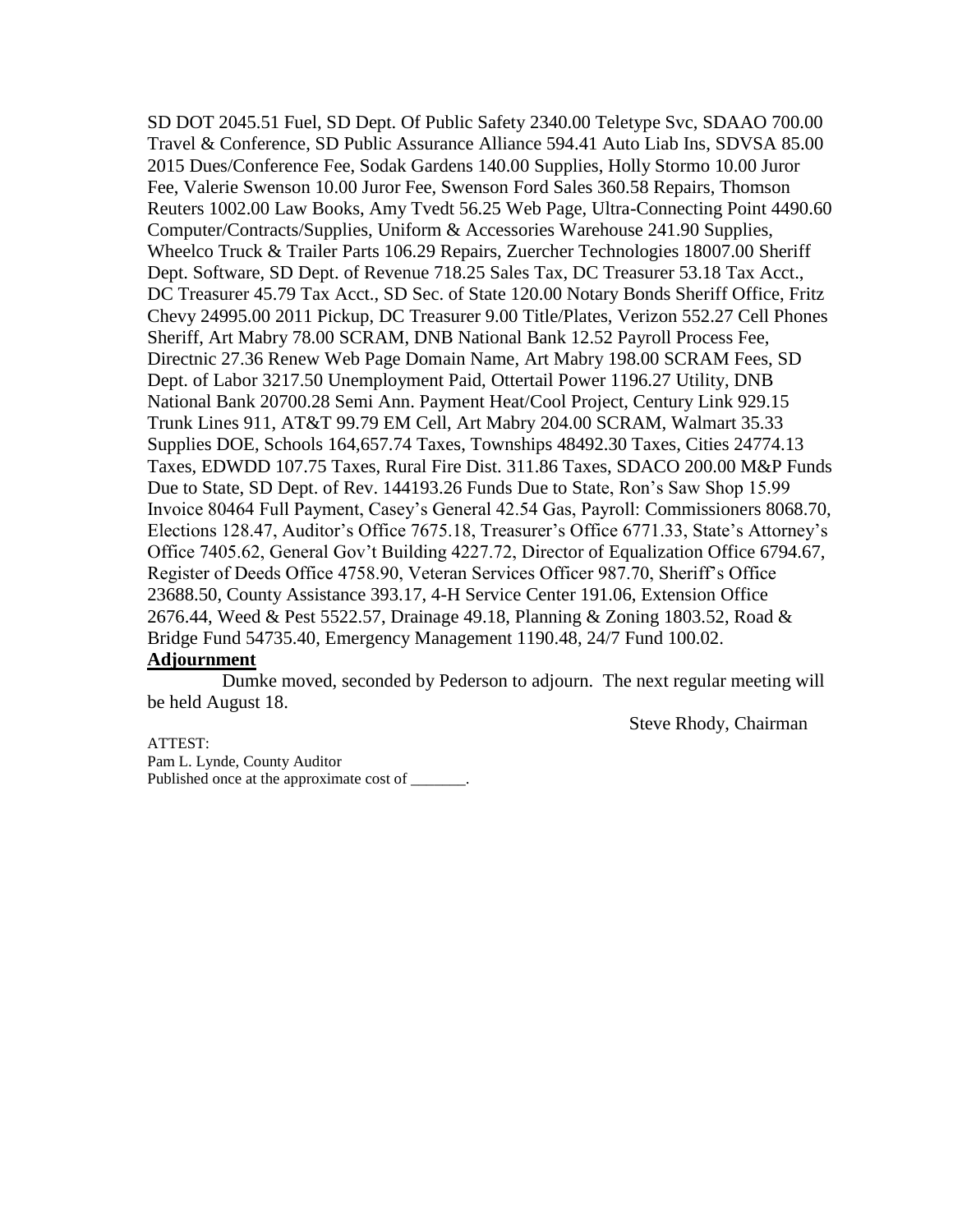SD DOT 2045.51 Fuel, SD Dept. Of Public Safety 2340.00 Teletype Svc, SDAAO 700.00 Travel & Conference, SD Public Assurance Alliance 594.41 Auto Liab Ins, SDVSA 85.00 2015 Dues/Conference Fee, Sodak Gardens 140.00 Supplies, Holly Stormo 10.00 Juror Fee, Valerie Swenson 10.00 Juror Fee, Swenson Ford Sales 360.58 Repairs, Thomson Reuters 1002.00 Law Books, Amy Tvedt 56.25 Web Page, Ultra-Connecting Point 4490.60 Computer/Contracts/Supplies, Uniform & Accessories Warehouse 241.90 Supplies, Wheelco Truck & Trailer Parts 106.29 Repairs, Zuercher Technologies 18007.00 Sheriff Dept. Software, SD Dept. of Revenue 718.25 Sales Tax, DC Treasurer 53.18 Tax Acct., DC Treasurer 45.79 Tax Acct., SD Sec. of State 120.00 Notary Bonds Sheriff Office, Fritz Chevy 24995.00 2011 Pickup, DC Treasurer 9.00 Title/Plates, Verizon 552.27 Cell Phones Sheriff, Art Mabry 78.00 SCRAM, DNB National Bank 12.52 Payroll Process Fee, Directnic 27.36 Renew Web Page Domain Name, Art Mabry 198.00 SCRAM Fees, SD Dept. of Labor 3217.50 Unemployment Paid, Ottertail Power 1196.27 Utility, DNB National Bank 20700.28 Semi Ann. Payment Heat/Cool Project, Century Link 929.15 Trunk Lines 911, AT&T 99.79 EM Cell, Art Mabry 204.00 SCRAM, Walmart 35.33 Supplies DOE, Schools 164,657.74 Taxes, Townships 48492.30 Taxes, Cities 24774.13 Taxes, EDWDD 107.75 Taxes, Rural Fire Dist. 311.86 Taxes, SDACO 200.00 M&P Funds Due to State, SD Dept. of Rev. 144193.26 Funds Due to State, Ron's Saw Shop 15.99 Invoice 80464 Full Payment, Casey's General 42.54 Gas, Payroll: Commissioners 8068.70, Elections 128.47, Auditor's Office 7675.18, Treasurer's Office 6771.33, State's Attorney's Office 7405.62, General Gov't Building 4227.72, Director of Equalization Office 6794.67, Register of Deeds Office 4758.90, Veteran Services Officer 987.70, Sheriff's Office 23688.50, County Assistance 393.17, 4-H Service Center 191.06, Extension Office 2676.44, Weed & Pest 5522.57, Drainage 49.18, Planning & Zoning 1803.52, Road & Bridge Fund 54735.40, Emergency Management 1190.48, 24/7 Fund 100.02.

**Adjournment**

Dumke moved, seconded by Pederson to adjourn. The next regular meeting will be held August 18.

Steve Rhody, Chairman

ATTEST:
Pam L. Lynde, County Auditor
Published once at the approximate cost of _______.